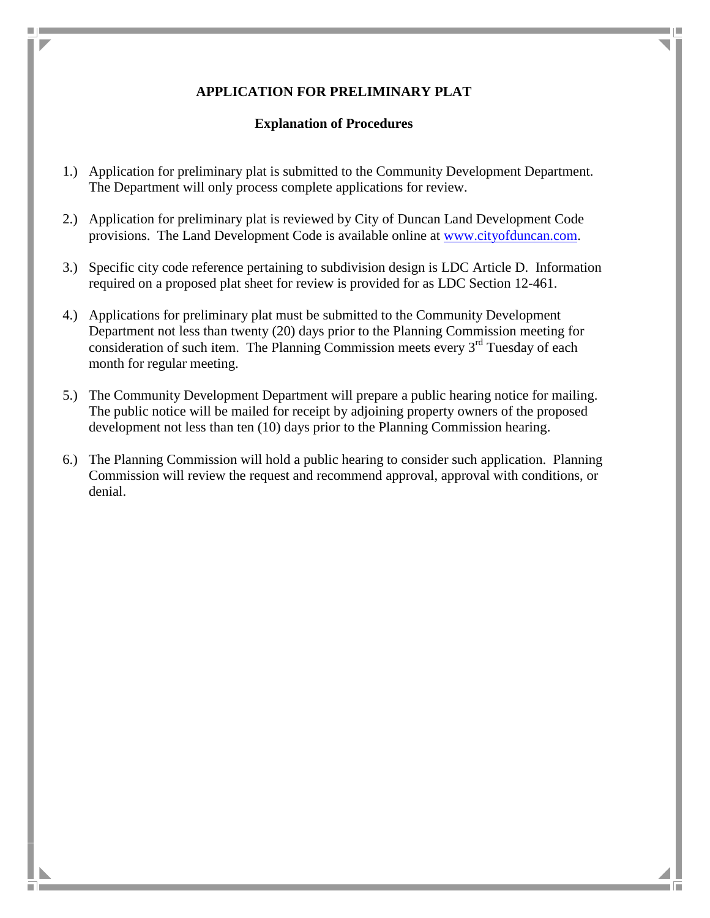# APPLICATION FOR PRELIMINARY PLAT

## Explanation of Procedures

1.) Application for preliminary plat is submitted to the Community Development Department. The Department will only process complete applications for review.

2.) Application for preliminary plat is reviewed by City of Duncan Land Development Code provisions. The Land Development Code is available online at www.cityofduncan.com.

3.) Specific city code reference pertaining to subdivision design is LDC Article D. Information required on a proposed plat sheet for review is provided for as LDC Section 12-461.

4.) Applications for preliminary plat must be submitted to the Community Development Department not less than twenty (20) days prior to the Planning Commission meeting for consideration of such item. The Planning Commission meets every 3rd Tuesday of each month for regular meeting.

5.) The Community Development Department will prepare a public hearing notice for mailing. The public notice will be mailed for receipt by adjoining property owners of the proposed development not less than ten (10) days prior to the Planning Commission hearing.

6.) The Planning Commission will hold a public hearing to consider such application. Planning Commission will review the request and recommend approval, approval with conditions, or denial.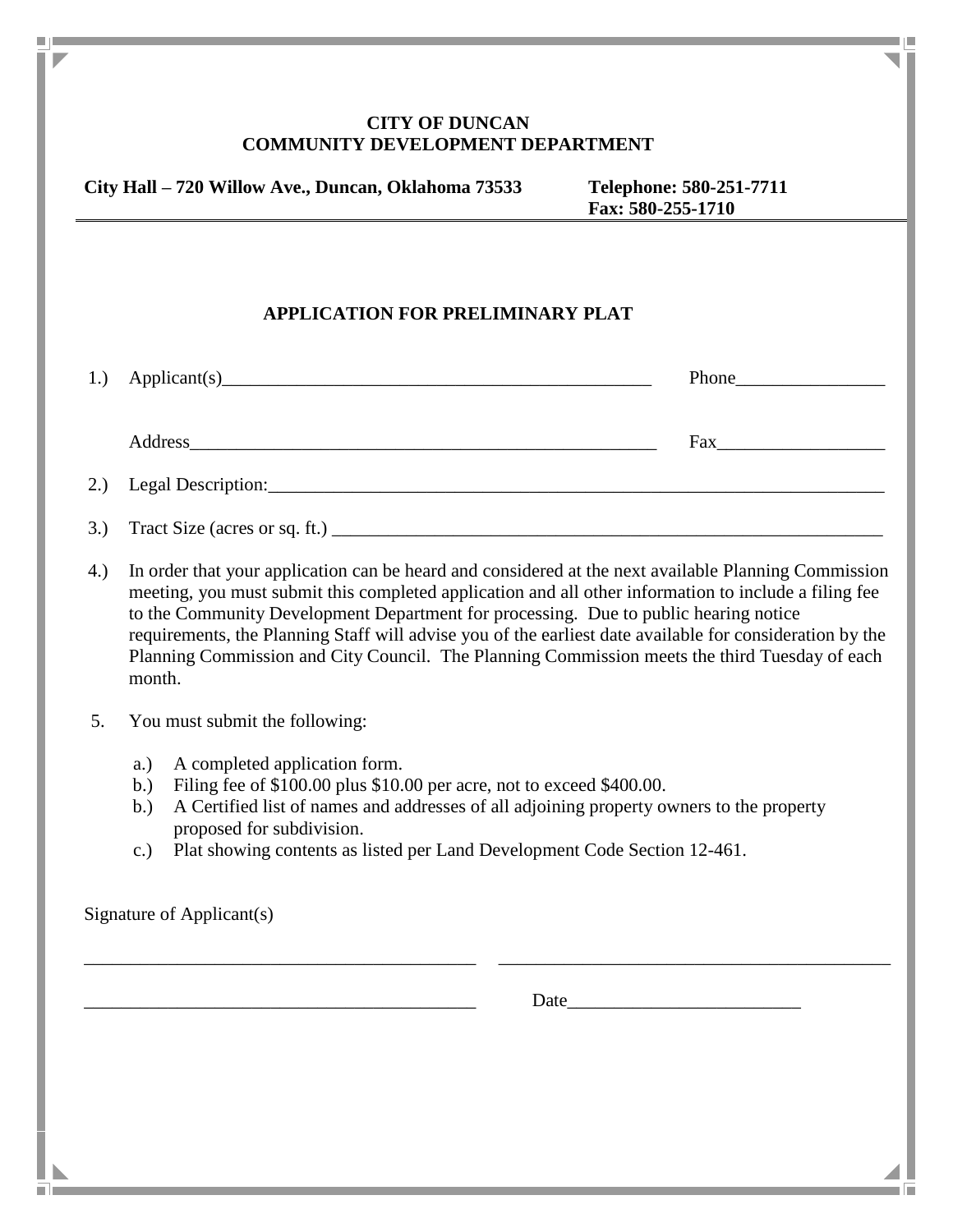**CITY OF DUNCAN**
**COMMUNITY DEVELOPMENT DEPARTMENT**

**City Hall – 720 Willow Ave., Duncan, Oklahoma 73533** **Telephone: 580-251-7711**
**Fax: 580-255-1710**

---

## APPLICATION FOR PRELIMINARY PLAT

1.) Applicant(s)_______________________________________________ Phone________________

Address____________________________________________________ Fax__________________

2.) Legal Description:_____________________________________________________________________

3.) Tract Size (acres or sq. ft.) ____________________________________________________________

4.) In order that your application can be heard and considered at the next available Planning Commission meeting, you must submit this completed application and all other information to include a filing fee to the Community Development Department for processing. Due to public hearing notice requirements, the Planning Staff will advise you of the earliest date available for consideration by the Planning Commission and City Council. The Planning Commission meets the third Tuesday of each month.

5. You must submit the following:

   a.) A completed application form.
   b.) Filing fee of $100.00 plus $10.00 per acre, not to exceed $400.00.
   b.) A Certified list of names and addresses of all adjoining property owners to the property proposed for subdivision.
   c.) Plat showing contents as listed per Land Development Code Section 12-461.

Signature of Applicant(s)

___________________________________________ ___________________________________________

___________________________________________ Date_________________________